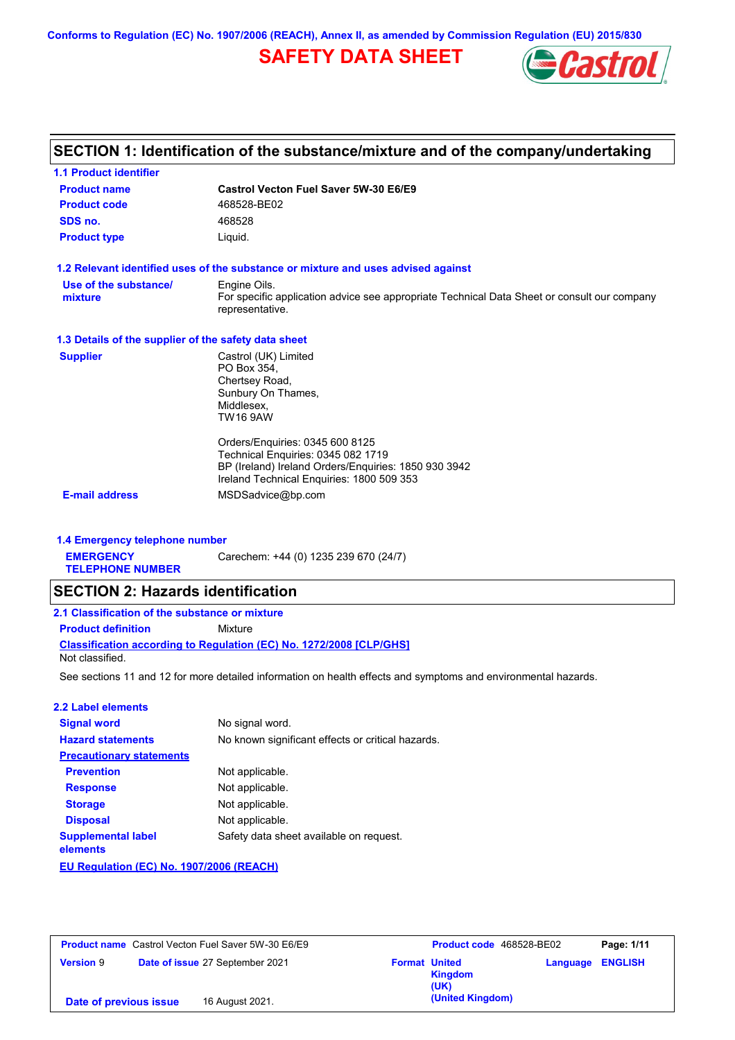Conforms to Regulation (EC) No. 1907/2006 (REACH), Annex II, as amended by Commission Regulation (EU) 2015/830

# SAFETY DATA SHEET

## SECTION 1: Identification of the substance/mixture and of the company/undertaking

### 1.1 Product identifier

| | |
|---|---|
| **Product name** | **Castrol Vecton Fuel Saver 5W-30 E6/E9** |
| **Product code** | 468528-BE02 |
| **SDS no.** | 468528 |
| **Product type** | Liquid. |

### 1.2 Relevant identified uses of the substance or mixture and uses advised against

**Use of the substance/ mixture**: Engine Oils.
For specific application advice see appropriate Technical Data Sheet or consult our company representative.

### 1.3 Details of the supplier of the safety data sheet

**Supplier**
Castrol (UK) Limited
PO Box 354,
Chertsey Road,
Sunbury On Thames,
Middlesex,
TW16 9AW

Orders/Enquiries: 0345 600 8125
Technical Enquiries: 0345 082 1719
BP (Ireland) Ireland Orders/Enquiries: 1850 930 3942
Ireland Technical Enquiries: 1800 509 353

**E-mail address**: MSDSadvice@bp.com

### 1.4 Emergency telephone number

**EMERGENCY TELEPHONE NUMBER**: Carechem: +44 (0) 1235 239 670 (24/7)

## SECTION 2: Hazards identification

### 2.1 Classification of the substance or mixture

**Product definition**: Mixture

**Classification according to Regulation (EC) No. 1272/2008 [CLP/GHS]**
Not classified.

See sections 11 and 12 for more detailed information on health effects and symptoms and environmental hazards.

### 2.2 Label elements

| | |
|---|---|
| **Signal word** | No signal word. |
| **Hazard statements** | No known significant effects or critical hazards. |
| **Precautionary statements** | |
| **Prevention** | Not applicable. |
| **Response** | Not applicable. |
| **Storage** | Not applicable. |
| **Disposal** | Not applicable. |
| **Supplemental label elements** | Safety data sheet available on request. |

**EU Regulation (EC) No. 1907/2006 (REACH)**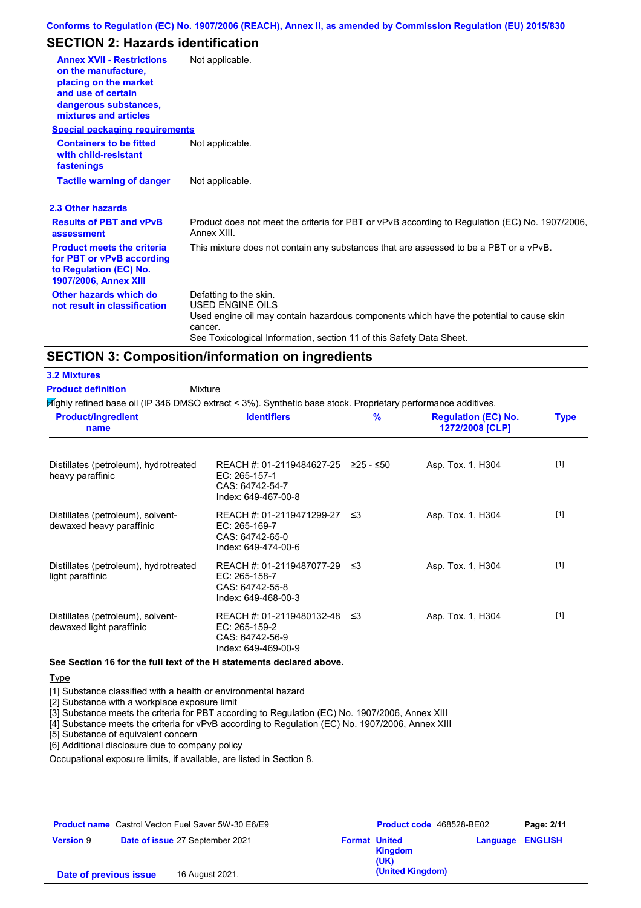## SECTION 2: Hazards identification

| | |
|---|---|
| **Annex XVII - Restrictions on the manufacture, placing on the market and use of certain dangerous substances, mixtures and articles** | Not applicable. |

**Special packaging requirements**

| | |
|---|---|
| **Containers to be fitted with child-resistant fastenings** | Not applicable. |
| **Tactile warning of danger** | Not applicable. |

### 2.3 Other hazards

| | |
|---|---|
| **Results of PBT and vPvB assessment** | Product does not meet the criteria for PBT or vPvB according to Regulation (EC) No. 1907/2006, Annex XIII. |
| **Product meets the criteria for PBT or vPvB according to Regulation (EC) No. 1907/2006, Annex XIII** | This mixture does not contain any substances that are assessed to be a PBT or a vPvB. |
| **Other hazards which do not result in classification** | Defatting to the skin.<br>USED ENGINE OILS<br>Used engine oil may contain hazardous components which have the potential to cause skin cancer.<br>See Toxicological Information, section 11 of this Safety Data Sheet. |

## SECTION 3: Composition/information on ingredients

### 3.2 Mixtures

**Product definition** Mixture

Highly refined base oil (IP 346 DMSO extract < 3%). Synthetic base stock. Proprietary performance additives.

| Product/ingredient name | Identifiers | % | Regulation (EC) No. 1272/2008 [CLP] | Type |
|---|---|---|---|---|
| Distillates (petroleum), hydrotreated heavy paraffinic | REACH #: 01-2119484627-25<br>EC: 265-157-1<br>CAS: 64742-54-7<br>Index: 649-467-00-8 | ≥25 - ≤50 | Asp. Tox. 1, H304 | [1] |
| Distillates (petroleum), solvent-dewaxed heavy paraffinic | REACH #: 01-2119471299-27<br>EC: 265-169-7<br>CAS: 64742-65-0<br>Index: 649-474-00-6 | ≤3 | Asp. Tox. 1, H304 | [1] |
| Distillates (petroleum), hydrotreated light paraffinic | REACH #: 01-2119487077-29<br>EC: 265-158-7<br>CAS: 64742-55-8<br>Index: 649-468-00-3 | ≤3 | Asp. Tox. 1, H304 | [1] |
| Distillates (petroleum), solvent-dewaxed light paraffinic | REACH #: 01-2119480132-48<br>EC: 265-159-2<br>CAS: 64742-56-9<br>Index: 649-469-00-9 | ≤3 | Asp. Tox. 1, H304 | [1] |

**See Section 16 for the full text of the H statements declared above.**

Type

[1] Substance classified with a health or environmental hazard
[2] Substance with a workplace exposure limit
[3] Substance meets the criteria for PBT according to Regulation (EC) No. 1907/2006, Annex XIII
[4] Substance meets the criteria for vPvB according to Regulation (EC) No. 1907/2006, Annex XIII
[5] Substance of equivalent concern
[6] Additional disclosure due to company policy

Occupational exposure limits, if available, are listed in Section 8.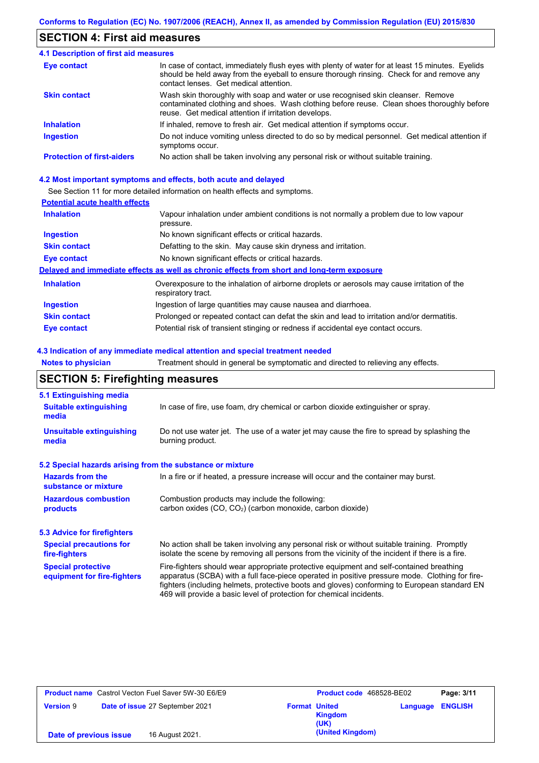## SECTION 4: First aid measures

### 4.1 Description of first aid measures

| | |
|---|---|
| **Eye contact** | In case of contact, immediately flush eyes with plenty of water for at least 15 minutes. Eyelids should be held away from the eyeball to ensure thorough rinsing. Check for and remove any contact lenses. Get medical attention. |
| **Skin contact** | Wash skin thoroughly with soap and water or use recognised skin cleanser. Remove contaminated clothing and shoes. Wash clothing before reuse. Clean shoes thoroughly before reuse. Get medical attention if irritation develops. |
| **Inhalation** | If inhaled, remove to fresh air. Get medical attention if symptoms occur. |
| **Ingestion** | Do not induce vomiting unless directed to do so by medical personnel. Get medical attention if symptoms occur. |
| **Protection of first-aiders** | No action shall be taken involving any personal risk or without suitable training. |

### 4.2 Most important symptoms and effects, both acute and delayed

See Section 11 for more detailed information on health effects and symptoms.

**Potential acute health effects**

| | |
|---|---|
| **Inhalation** | Vapour inhalation under ambient conditions is not normally a problem due to low vapour pressure. |
| **Ingestion** | No known significant effects or critical hazards. |
| **Skin contact** | Defatting to the skin. May cause skin dryness and irritation. |
| **Eye contact** | No known significant effects or critical hazards. |

**Delayed and immediate effects as well as chronic effects from short and long-term exposure**

| | |
|---|---|
| **Inhalation** | Overexposure to the inhalation of airborne droplets or aerosols may cause irritation of the respiratory tract. |
| **Ingestion** | Ingestion of large quantities may cause nausea and diarrhoea. |
| **Skin contact** | Prolonged or repeated contact can defat the skin and lead to irritation and/or dermatitis. |
| **Eye contact** | Potential risk of transient stinging or redness if accidental eye contact occurs. |

### 4.3 Indication of any immediate medical attention and special treatment needed

| | |
|---|---|
| **Notes to physician** | Treatment should in general be symptomatic and directed to relieving any effects. |

## SECTION 5: Firefighting measures

### 5.1 Extinguishing media

| | |
|---|---|
| **Suitable extinguishing media** | In case of fire, use foam, dry chemical or carbon dioxide extinguisher or spray. |
| **Unsuitable extinguishing media** | Do not use water jet. The use of a water jet may cause the fire to spread by splashing the burning product. |

### 5.2 Special hazards arising from the substance or mixture

| | |
|---|---|
| **Hazards from the substance or mixture** | In a fire or if heated, a pressure increase will occur and the container may burst. |
| **Hazardous combustion products** | Combustion products may include the following: carbon oxides (CO, $CO_2$) (carbon monoxide, carbon dioxide) |

### 5.3 Advice for firefighters

| | |
|---|---|
| **Special precautions for fire-fighters** | No action shall be taken involving any personal risk or without suitable training. Promptly isolate the scene by removing all persons from the vicinity of the incident if there is a fire. |
| **Special protective equipment for fire-fighters** | Fire-fighters should wear appropriate protective equipment and self-contained breathing apparatus (SCBA) with a full face-piece operated in positive pressure mode. Clothing for fire-fighters (including helmets, protective boots and gloves) conforming to European standard EN 469 will provide a basic level of protection for chemical incidents. |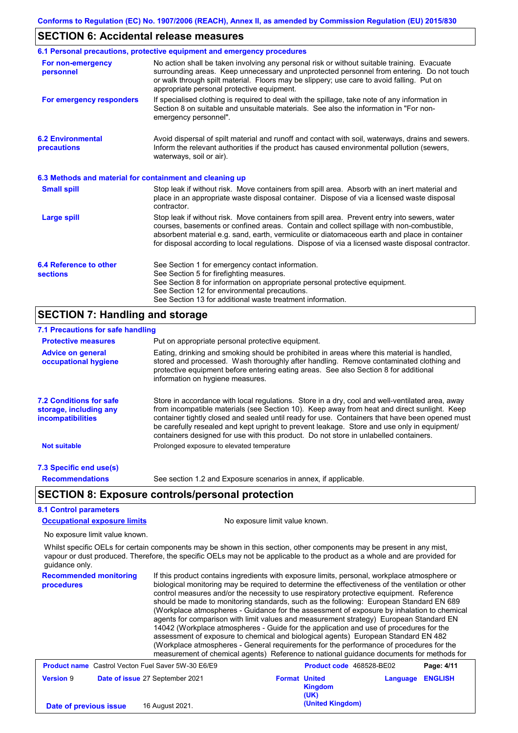## SECTION 6: Accidental release measures

### 6.1 Personal precautions, protective equipment and emergency procedures

**For non-emergency personnel**

No action shall be taken involving any personal risk or without suitable training. Evacuate surrounding areas. Keep unnecessary and unprotected personnel from entering. Do not touch or walk through spilt material. Floors may be slippery; use care to avoid falling. Put on appropriate personal protective equipment.

**For emergency responders**

If specialised clothing is required to deal with the spillage, take note of any information in Section 8 on suitable and unsuitable materials. See also the information in "For non-emergency personnel".

### 6.2 Environmental precautions

Avoid dispersal of spilt material and runoff and contact with soil, waterways, drains and sewers. Inform the relevant authorities if the product has caused environmental pollution (sewers, waterways, soil or air).

### 6.3 Methods and material for containment and cleaning up

**Small spill**

Stop leak if without risk. Move containers from spill area. Absorb with an inert material and place in an appropriate waste disposal container. Dispose of via a licensed waste disposal contractor.

**Large spill**

Stop leak if without risk. Move containers from spill area. Prevent entry into sewers, water courses, basements or confined areas. Contain and collect spillage with non-combustible, absorbent material e.g. sand, earth, vermiculite or diatomaceous earth and place in container for disposal according to local regulations. Dispose of via a licensed waste disposal contractor.

### 6.4 Reference to other sections

See Section 1 for emergency contact information.
See Section 5 for firefighting measures.
See Section 8 for information on appropriate personal protective equipment.
See Section 12 for environmental precautions.
See Section 13 for additional waste treatment information.

## SECTION 7: Handling and storage

### 7.1 Precautions for safe handling

**Protective measures**

Put on appropriate personal protective equipment.

**Advice on general occupational hygiene**

Eating, drinking and smoking should be prohibited in areas where this material is handled, stored and processed. Wash thoroughly after handling. Remove contaminated clothing and protective equipment before entering eating areas. See also Section 8 for additional information on hygiene measures.

### 7.2 Conditions for safe storage, including any incompatibilities

Store in accordance with local regulations. Store in a dry, cool and well-ventilated area, away from incompatible materials (see Section 10). Keep away from heat and direct sunlight. Keep container tightly closed and sealed until ready for use. Containers that have been opened must be carefully resealed and kept upright to prevent leakage. Store and use only in equipment/ containers designed for use with this product. Do not store in unlabelled containers.

**Not suitable**

Prolonged exposure to elevated temperature

### 7.3 Specific end use(s)

**Recommendations**

See section 1.2 and Exposure scenarios in annex, if applicable.

## SECTION 8: Exposure controls/personal protection

### 8.1 Control parameters

**Occupational exposure limits**

No exposure limit value known.

No exposure limit value known.

Whilst specific OELs for certain components may be shown in this section, other components may be present in any mist, vapour or dust produced. Therefore, the specific OELs may not be applicable to the product as a whole and are provided for guidance only.

**Recommended monitoring procedures**

If this product contains ingredients with exposure limits, personal, workplace atmosphere or biological monitoring may be required to determine the effectiveness of the ventilation or other control measures and/or the necessity to use respiratory protective equipment. Reference should be made to monitoring standards, such as the following: European Standard EN 689 (Workplace atmospheres - Guidance for the assessment of exposure by inhalation to chemical agents for comparison with limit values and measurement strategy) European Standard EN 14042 (Workplace atmospheres - Guide for the application and use of procedures for the assessment of exposure to chemical and biological agents) European Standard EN 482 (Workplace atmospheres - General requirements for the performance of procedures for the measurement of chemical agents) Reference to national guidance documents for methods for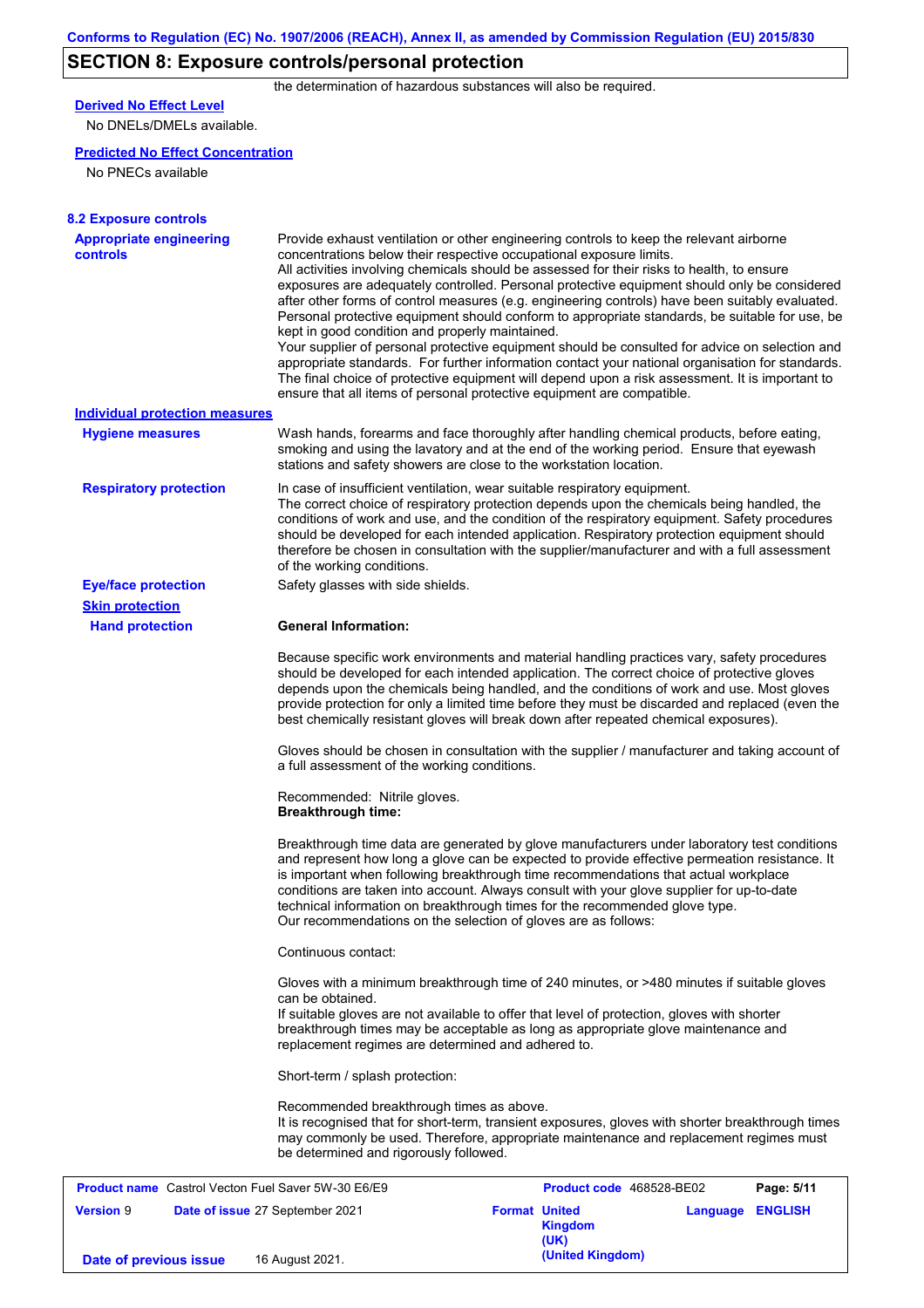## SECTION 8: Exposure controls/personal protection

the determination of hazardous substances will also be required.

**Derived No Effect Level**

No DNELs/DMELs available.

**Predicted No Effect Concentration**

No PNECs available

### 8.2 Exposure controls

**Appropriate engineering controls**

Provide exhaust ventilation or other engineering controls to keep the relevant airborne concentrations below their respective occupational exposure limits.
All activities involving chemicals should be assessed for their risks to health, to ensure exposures are adequately controlled. Personal protective equipment should only be considered after other forms of control measures (e.g. engineering controls) have been suitably evaluated. Personal protective equipment should conform to appropriate standards, be suitable for use, be kept in good condition and properly maintained.
Your supplier of personal protective equipment should be consulted for advice on selection and appropriate standards. For further information contact your national organisation for standards. The final choice of protective equipment will depend upon a risk assessment. It is important to ensure that all items of personal protective equipment are compatible.

**Individual protection measures**

**Hygiene measures**

Wash hands, forearms and face thoroughly after handling chemical products, before eating, smoking and using the lavatory and at the end of the working period. Ensure that eyewash stations and safety showers are close to the workstation location.

**Respiratory protection**

In case of insufficient ventilation, wear suitable respiratory equipment.
The correct choice of respiratory protection depends upon the chemicals being handled, the conditions of work and use, and the condition of the respiratory equipment. Safety procedures should be developed for each intended application. Respiratory protection equipment should therefore be chosen in consultation with the supplier/manufacturer and with a full assessment of the working conditions.

**Eye/face protection**

Safety glasses with side shields.

**Skin protection**

**Hand protection**

**General Information:**

Because specific work environments and material handling practices vary, safety procedures should be developed for each intended application. The correct choice of protective gloves depends upon the chemicals being handled, and the conditions of work and use. Most gloves provide protection for only a limited time before they must be discarded and replaced (even the best chemically resistant gloves will break down after repeated chemical exposures).

Gloves should be chosen in consultation with the supplier / manufacturer and taking account of a full assessment of the working conditions.

Recommended: Nitrile gloves.
**Breakthrough time:**

Breakthrough time data are generated by glove manufacturers under laboratory test conditions and represent how long a glove can be expected to provide effective permeation resistance. It is important when following breakthrough time recommendations that actual workplace conditions are taken into account. Always consult with your glove supplier for up-to-date technical information on breakthrough times for the recommended glove type.
Our recommendations on the selection of gloves are as follows:

Continuous contact:

Gloves with a minimum breakthrough time of 240 minutes, or >480 minutes if suitable gloves can be obtained.
If suitable gloves are not available to offer that level of protection, gloves with shorter breakthrough times may be acceptable as long as appropriate glove maintenance and replacement regimes are determined and adhered to.

Short-term / splash protection:

Recommended breakthrough times as above.
It is recognised that for short-term, transient exposures, gloves with shorter breakthrough times may commonly be used. Therefore, appropriate maintenance and replacement regimes must be determined and rigorously followed.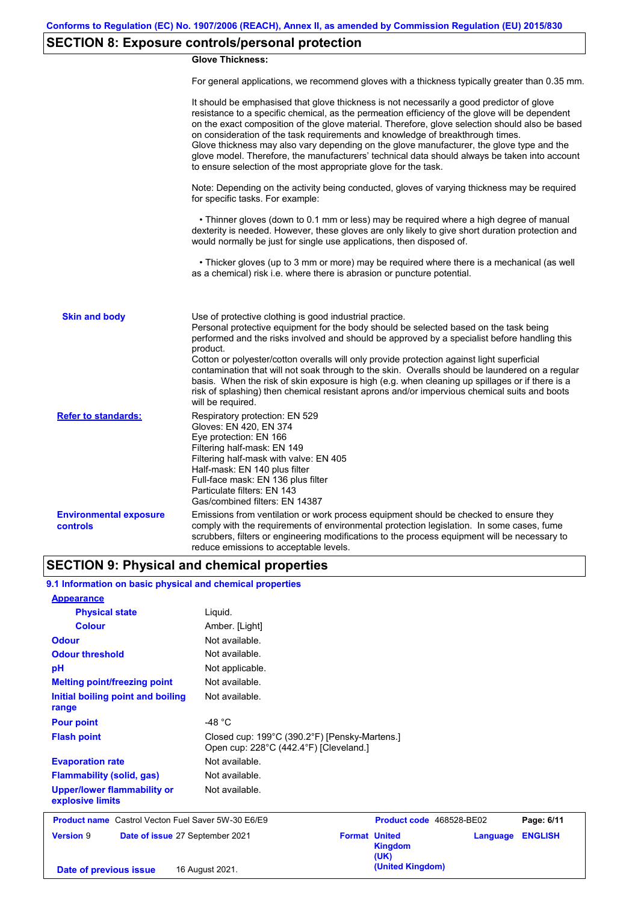## SECTION 8: Exposure controls/personal protection

**Glove Thickness:**

For general applications, we recommend gloves with a thickness typically greater than 0.35 mm.

It should be emphasised that glove thickness is not necessarily a good predictor of glove resistance to a specific chemical, as the permeation efficiency of the glove will be dependent on the exact composition of the glove material. Therefore, glove selection should also be based on consideration of the task requirements and knowledge of breakthrough times.
Glove thickness may also vary depending on the glove manufacturer, the glove type and the glove model. Therefore, the manufacturers' technical data should always be taken into account to ensure selection of the most appropriate glove for the task.

Note: Depending on the activity being conducted, gloves of varying thickness may be required for specific tasks. For example:

- Thinner gloves (down to 0.1 mm or less) may be required where a high degree of manual dexterity is needed. However, these gloves are only likely to give short duration protection and would normally be just for single use applications, then disposed of.

- Thicker gloves (up to 3 mm or more) may be required where there is a mechanical (as well as a chemical) risk i.e. where there is abrasion or puncture potential.

**Skin and body**

Use of protective clothing is good industrial practice.
Personal protective equipment for the body should be selected based on the task being performed and the risks involved and should be approved by a specialist before handling this product.
Cotton or polyester/cotton overalls will only provide protection against light superficial contamination that will not soak through to the skin. Overalls should be laundered on a regular basis. When the risk of skin exposure is high (e.g. when cleaning up spillages or if there is a risk of splashing) then chemical resistant aprons and/or impervious chemical suits and boots will be required.

**Refer to standards:**

Respiratory protection: EN 529
Gloves: EN 420, EN 374
Eye protection: EN 166
Filtering half-mask: EN 149
Filtering half-mask with valve: EN 405
Half-mask: EN 140 plus filter
Full-face mask: EN 136 plus filter
Particulate filters: EN 143
Gas/combined filters: EN 14387

**Environmental exposure controls**

Emissions from ventilation or work process equipment should be checked to ensure they comply with the requirements of environmental protection legislation. In some cases, fume scrubbers, filters or engineering modifications to the process equipment will be necessary to reduce emissions to acceptable levels.

## SECTION 9: Physical and chemical properties

### 9.1 Information on basic physical and chemical properties

| Property | Value |
|---|---|
| **Appearance** | |
| Physical state | Liquid. |
| Colour | Amber. [Light] |
| Odour | Not available. |
| Odour threshold | Not available. |
| pH | Not applicable. |
| Melting point/freezing point | Not available. |
| Initial boiling point and boiling range | Not available. |
| Pour point | -48 °C |
| Flash point | Closed cup: 199°C (390.2°F) [Pensky-Martens.]<br>Open cup: 228°C (442.4°F) [Cleveland.] |
| Evaporation rate | Not available. |
| Flammability (solid, gas) | Not available. |
| Upper/lower flammability or explosive limits | Not available. |

| Product name | Castrol Vecton Fuel Saver 5W-30 E6/E9 | Product code | 468528-BE02 |
|---|---|---|---|
| Version | 9 | Date of issue | 27 September 2021 |
| Format | United Kingdom (UK) (United Kingdom) | Language | ENGLISH |
| Date of previous issue | 16 August 2021. | | |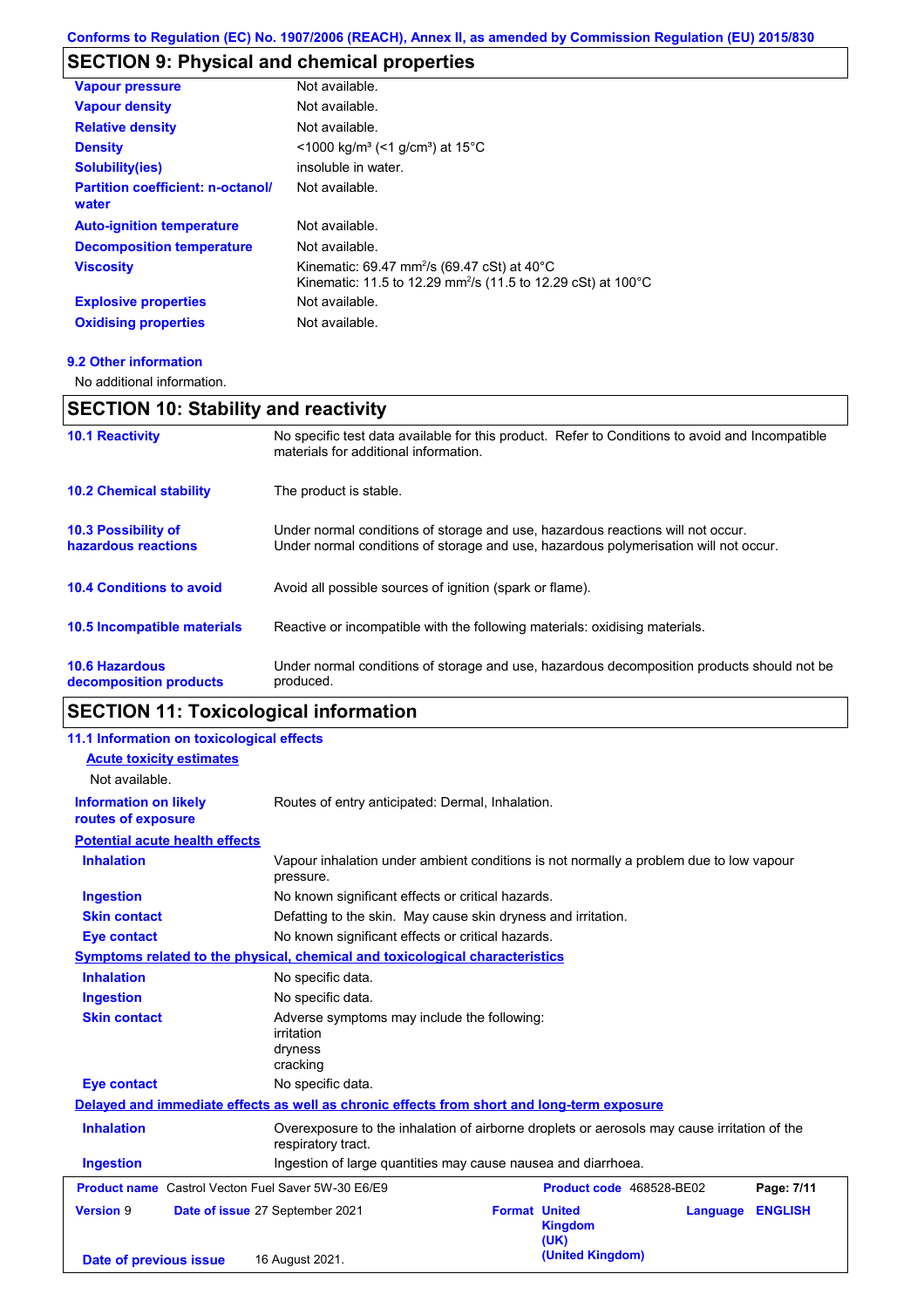## SECTION 9: Physical and chemical properties

| | |
|---|---|
| **Vapour pressure** | Not available. |
| **Vapour density** | Not available. |
| **Relative density** | Not available. |
| **Density** | <1000 kg/m³ (<1 g/cm³) at 15°C |
| **Solubility(ies)** | insoluble in water. |
| **Partition coefficient: n-octanol/ water** | Not available. |
| **Auto-ignition temperature** | Not available. |
| **Decomposition temperature** | Not available. |
| **Viscosity** | Kinematic: 69.47 mm²/s (69.47 cSt) at 40°C<br>Kinematic: 11.5 to 12.29 mm²/s (11.5 to 12.29 cSt) at 100°C |
| **Explosive properties** | Not available. |
| **Oxidising properties** | Not available. |

### 9.2 Other information

No additional information.

## SECTION 10: Stability and reactivity

| | |
|---|---|
| **10.1 Reactivity** | No specific test data available for this product. Refer to Conditions to avoid and Incompatible materials for additional information. |
| **10.2 Chemical stability** | The product is stable. |
| **10.3 Possibility of hazardous reactions** | Under normal conditions of storage and use, hazardous reactions will not occur.<br>Under normal conditions of storage and use, hazardous polymerisation will not occur. |
| **10.4 Conditions to avoid** | Avoid all possible sources of ignition (spark or flame). |
| **10.5 Incompatible materials** | Reactive or incompatible with the following materials: oxidising materials. |
| **10.6 Hazardous decomposition products** | Under normal conditions of storage and use, hazardous decomposition products should not be produced. |

## SECTION 11: Toxicological information

### 11.1 Information on toxicological effects

**Acute toxicity estimates**

Not available.

**Information on likely routes of exposure**: Routes of entry anticipated: Dermal, Inhalation.

**Potential acute health effects**

| | |
|---|---|
| **Inhalation** | Vapour inhalation under ambient conditions is not normally a problem due to low vapour pressure. |
| **Ingestion** | No known significant effects or critical hazards. |
| **Skin contact** | Defatting to the skin. May cause skin dryness and irritation. |
| **Eye contact** | No known significant effects or critical hazards. |

**Symptoms related to the physical, chemical and toxicological characteristics**

| | |
|---|---|
| **Inhalation** | No specific data. |
| **Ingestion** | No specific data. |
| **Skin contact** | Adverse symptoms may include the following:<br>irritation<br>dryness<br>cracking |
| **Eye contact** | No specific data. |

**Delayed and immediate effects as well as chronic effects from short and long-term exposure**

| | |
|---|---|
| **Inhalation** | Overexposure to the inhalation of airborne droplets or aerosols may cause irritation of the respiratory tract. |
| **Ingestion** | Ingestion of large quantities may cause nausea and diarrhoea. |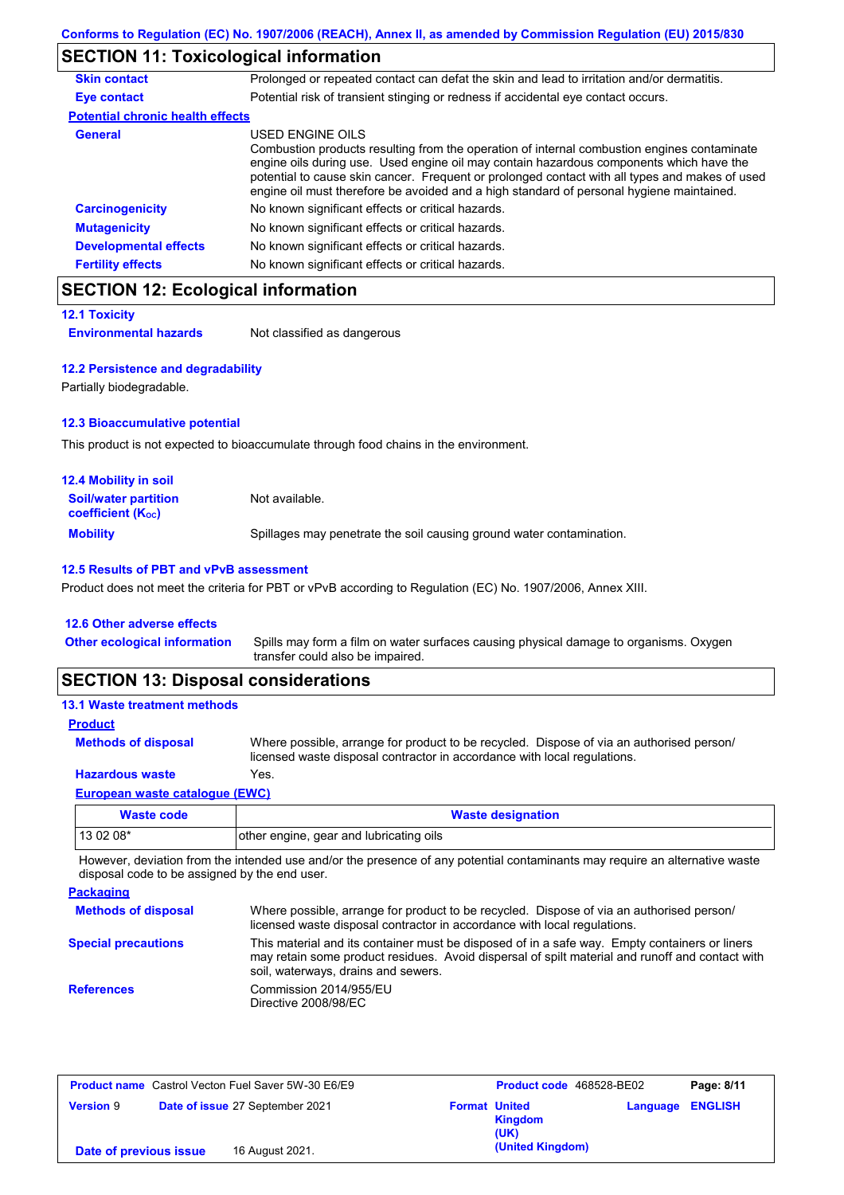## SECTION 11: Toxicological information

**Skin contact**: Prolonged or repeated contact can defat the skin and lead to irritation and/or dermatitis.

**Eye contact**: Potential risk of transient stinging or redness if accidental eye contact occurs.

**Potential chronic health effects**

**General**: USED ENGINE OILS
Combustion products resulting from the operation of internal combustion engines contaminate engine oils during use. Used engine oil may contain hazardous components which have the potential to cause skin cancer. Frequent or prolonged contact with all types and makes of used engine oil must therefore be avoided and a high standard of personal hygiene maintained.

**Carcinogenicity**: No known significant effects or critical hazards.

**Mutagenicity**: No known significant effects or critical hazards.

**Developmental effects**: No known significant effects or critical hazards.

**Fertility effects**: No known significant effects or critical hazards.

## SECTION 12: Ecological information

### 12.1 Toxicity

**Environmental hazards**: Not classified as dangerous

### 12.2 Persistence and degradability

Partially biodegradable.

### 12.3 Bioaccumulative potential

This product is not expected to bioaccumulate through food chains in the environment.

### 12.4 Mobility in soil

**Soil/water partition coefficient ($K_{OC}$)**: Not available.

**Mobility**: Spillages may penetrate the soil causing ground water contamination.

### 12.5 Results of PBT and vPvB assessment

Product does not meet the criteria for PBT or vPvB according to Regulation (EC) No. 1907/2006, Annex XIII.

### 12.6 Other adverse effects

**Other ecological information**: Spills may form a film on water surfaces causing physical damage to organisms. Oxygen transfer could also be impaired.

## SECTION 13: Disposal considerations

### 13.1 Waste treatment methods

**Product**

**Methods of disposal**: Where possible, arrange for product to be recycled. Dispose of via an authorised person/ licensed waste disposal contractor in accordance with local regulations.

**Hazardous waste**: Yes.

**European waste catalogue (EWC)**

| Waste code | Waste designation |
|---|---|
| 13 02 08* | other engine, gear and lubricating oils |

However, deviation from the intended use and/or the presence of any potential contaminants may require an alternative waste disposal code to be assigned by the end user.

**Packaging**

**Methods of disposal**: Where possible, arrange for product to be recycled. Dispose of via an authorised person/ licensed waste disposal contractor in accordance with local regulations.

**Special precautions**: This material and its container must be disposed of in a safe way. Empty containers or liners may retain some product residues. Avoid dispersal of spilt material and runoff and contact with soil, waterways, drains and sewers.

**References**: Commission 2014/955/EU
Directive 2008/98/EC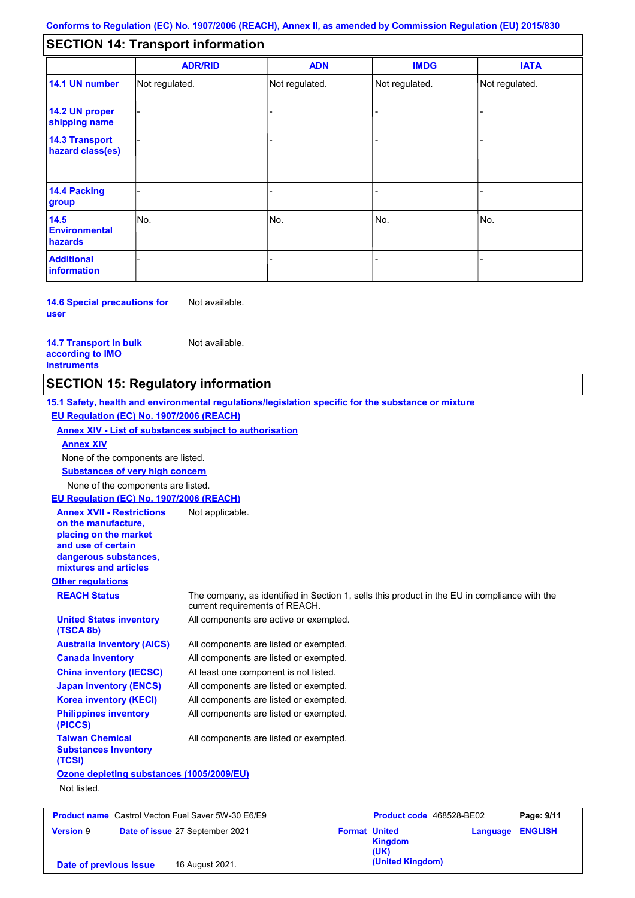## SECTION 14: Transport information

| | ADR/RID | ADN | IMDG | IATA |
|---|---|---|---|---|
| 14.1 UN number | Not regulated. | Not regulated. | Not regulated. | Not regulated. |
| 14.2 UN proper shipping name | - | - | - | - |
| 14.3 Transport hazard class(es) | - | - | - | - |
| 14.4 Packing group | - | - | - | - |
| 14.5 Environmental hazards | No. | No. | No. | No. |
| Additional information | - | - | - | - |

**14.6 Special precautions for user** Not available.

**14.7 Transport in bulk according to IMO instruments** Not available.

## SECTION 15: Regulatory information

**15.1 Safety, health and environmental regulations/legislation specific for the substance or mixture**

**EU Regulation (EC) No. 1907/2006 (REACH)**

**Annex XIV - List of substances subject to authorisation**

**Annex XIV**

None of the components are listed.

**Substances of very high concern**

None of the components are listed.

**EU Regulation (EC) No. 1907/2006 (REACH)**

**Annex XVII - Restrictions on the manufacture, placing on the market and use of certain dangerous substances, mixtures and articles** Not applicable.

**Other regulations**

**REACH Status** The company, as identified in Section 1, sells this product in the EU in compliance with the current requirements of REACH.

**United States inventory (TSCA 8b)** All components are active or exempted.

**Australia inventory (AICS)** All components are listed or exempted.

**Canada inventory** All components are listed or exempted.

**China inventory (IECSC)** At least one component is not listed.

**Japan inventory (ENCS)** All components are listed or exempted.

**Korea inventory (KECI)** All components are listed or exempted.

**Philippines inventory (PICCS)** All components are listed or exempted.

**Taiwan Chemical Substances Inventory (TCSI)** All components are listed or exempted.

**Ozone depleting substances (1005/2009/EU)**

Not listed.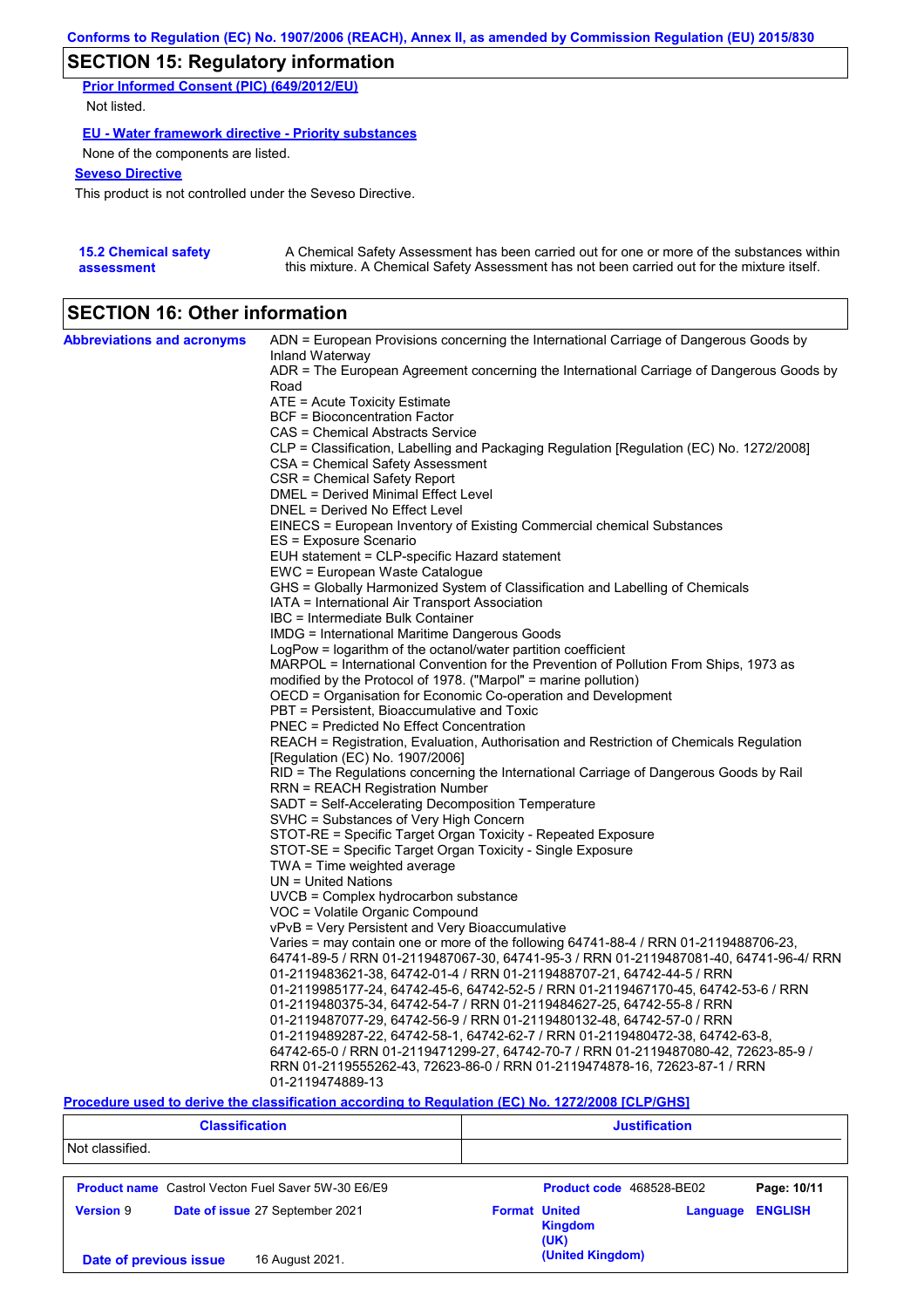## SECTION 15: Regulatory information

**Prior Informed Consent (PIC) (649/2012/EU)**

Not listed.

**EU - Water framework directive - Priority substances**

None of the components are listed.

**Seveso Directive**

This product is not controlled under the Seveso Directive.

**15.2 Chemical safety assessment**

A Chemical Safety Assessment has been carried out for one or more of the substances within this mixture. A Chemical Safety Assessment has not been carried out for the mixture itself.

## SECTION 16: Other information

**Abbreviations and acronyms**

ADN = European Provisions concerning the International Carriage of Dangerous Goods by Inland Waterway
ADR = The European Agreement concerning the International Carriage of Dangerous Goods by Road
ATE = Acute Toxicity Estimate
BCF = Bioconcentration Factor
CAS = Chemical Abstracts Service
CLP = Classification, Labelling and Packaging Regulation [Regulation (EC) No. 1272/2008]
CSA = Chemical Safety Assessment
CSR = Chemical Safety Report
DMEL = Derived Minimal Effect Level
DNEL = Derived No Effect Level
EINECS = European Inventory of Existing Commercial chemical Substances
ES = Exposure Scenario
EUH statement = CLP-specific Hazard statement
EWC = European Waste Catalogue
GHS = Globally Harmonized System of Classification and Labelling of Chemicals
IATA = International Air Transport Association
IBC = Intermediate Bulk Container
IMDG = International Maritime Dangerous Goods
LogPow = logarithm of the octanol/water partition coefficient
MARPOL = International Convention for the Prevention of Pollution From Ships, 1973 as modified by the Protocol of 1978. ("Marpol" = marine pollution)
OECD = Organisation for Economic Co-operation and Development
PBT = Persistent, Bioaccumulative and Toxic
PNEC = Predicted No Effect Concentration
REACH = Registration, Evaluation, Authorisation and Restriction of Chemicals Regulation [Regulation (EC) No. 1907/2006]
RID = The Regulations concerning the International Carriage of Dangerous Goods by Rail
RRN = REACH Registration Number
SADT = Self-Accelerating Decomposition Temperature
SVHC = Substances of Very High Concern
STOT-RE = Specific Target Organ Toxicity - Repeated Exposure
STOT-SE = Specific Target Organ Toxicity - Single Exposure
TWA = Time weighted average
UN = United Nations
UVCB = Complex hydrocarbon substance
VOC = Volatile Organic Compound
vPvB = Very Persistent and Very Bioaccumulative
Varies = may contain one or more of the following 64741-88-4 / RRN 01-2119488706-23, 64741-89-5 / RRN 01-2119487067-30, 64741-95-3 / RRN 01-2119487081-40, 64741-96-4/ RRN 01-2119483621-38, 64742-01-4 / RRN 01-2119488707-21, 64742-44-5 / RRN 01-2119985177-24, 64742-45-6, 64742-52-5 / RRN 01-2119467170-45, 64742-53-6 / RRN 01-2119480375-34, 64742-54-7 / RRN 01-2119484627-25, 64742-55-8 / RRN 01-2119487077-29, 64742-56-9 / RRN 01-2119480132-48, 64742-57-0 / RRN 01-2119489287-22, 64742-58-1, 64742-62-7 / RRN 01-2119480472-38, 64742-63-8, 64742-65-0 / RRN 01-2119471299-27, 64742-70-7 / RRN 01-2119487080-42, 72623-85-9 / RRN 01-2119555262-43, 72623-86-0 / RRN 01-2119474878-16, 72623-87-1 / RRN 01-2119474889-13

**Procedure used to derive the classification according to Regulation (EC) No. 1272/2008 [CLP/GHS]**

| Classification | Justification |
| --- | --- |
| Not classified. | |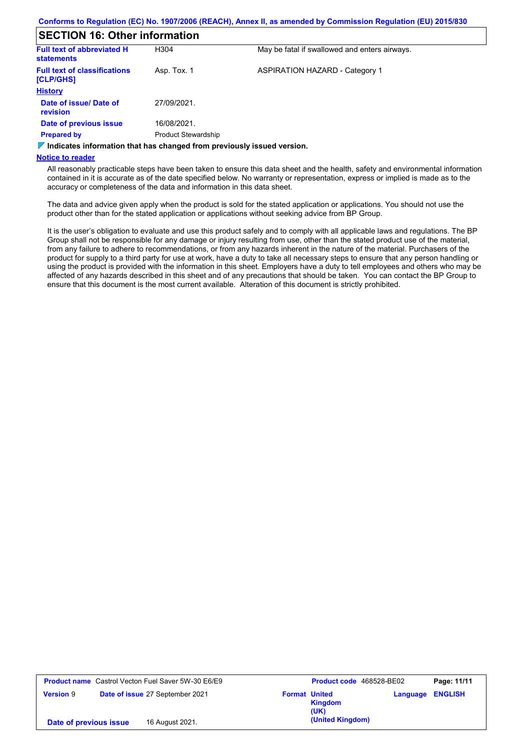## SECTION 16: Other information

| | | |
|---|---|---|
| **Full text of abbreviated H statements** | H304 | May be fatal if swallowed and enters airways. |
| **Full text of classifications [CLP/GHS]** | Asp. Tox. 1 | ASPIRATION HAZARD - Category 1 |

**History**

| | |
|---|---|
| **Date of issue/ Date of revision** | 27/09/2021. |
| **Date of previous issue** | 16/08/2021. |
| **Prepared by** | Product Stewardship |

**Indicates information that has changed from previously issued version.**

**Notice to reader**

All reasonably practicable steps have been taken to ensure this data sheet and the health, safety and environmental information contained in it is accurate as of the date specified below. No warranty or representation, express or implied is made as to the accuracy or completeness of the data and information in this data sheet.

The data and advice given apply when the product is sold for the stated application or applications. You should not use the product other than for the stated application or applications without seeking advice from BP Group.

It is the user's obligation to evaluate and use this product safely and to comply with all applicable laws and regulations. The BP Group shall not be responsible for any damage or injury resulting from use, other than the stated product use of the material, from any failure to adhere to recommendations, or from any hazards inherent in the nature of the material. Purchasers of the product for supply to a third party for use at work, have a duty to take all necessary steps to ensure that any person handling or using the product is provided with the information in this sheet. Employers have a duty to tell employees and others who may be affected of any hazards described in this sheet and of any precautions that should be taken. You can contact the BP Group to ensure that this document is the most current available. Alteration of this document is strictly prohibited.